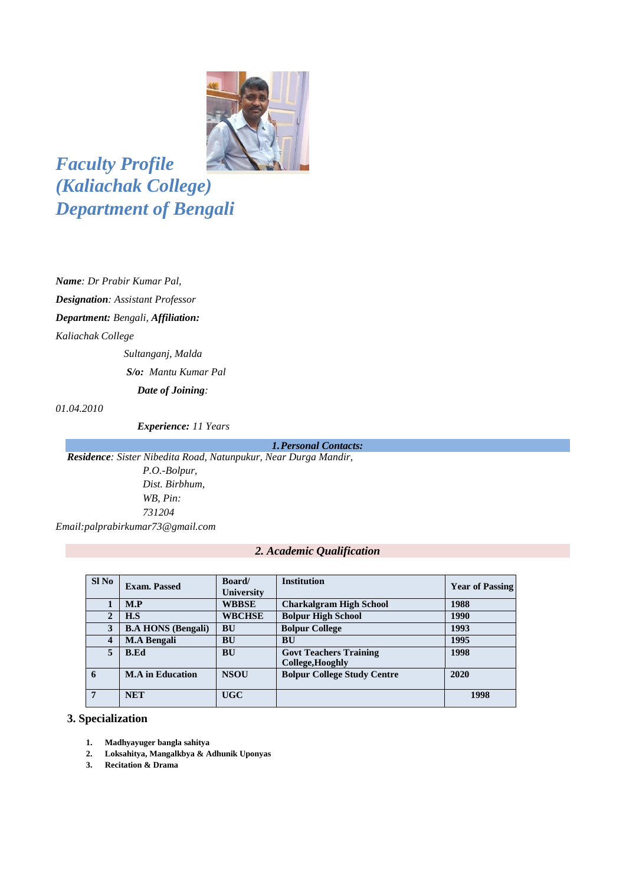# *Faculty Profile (Kaliachak College) Department of Bengali*

***Name**: Dr Prabir Kumar Pal,*

***Designation**: Assistant Professor*

***Department:** Bengali, **Affiliation:***

*Kaliachak College*

*Sultanganj, Malda*

***S/o:** Mantu Kumar Pal*

***Date of Joining**:*

*01.04.2010*

***Experience:** 11 Years*

## *1. Personal Contacts:*

***Residence**: Sister Nibedita Road, Natunpukur, Near Durga Mandir,*
*P.O.-Bolpur,*
*Dist. Birbhum,*
*WB, Pin:*
*731204*

*Email:palprabirkumar73@gmail.com*

## *2. Academic Qualification*

| Sl No | Exam. Passed | Board/ University | Institution | Year of Passing |
|---|---|---|---|---|
| 1 | M.P | WBBSE | Charkalgram High School | 1988 |
| 2 | H.S | WBCHSE | Bolpur High School | 1990 |
| 3 | B.A HONS (Bengali) | BU | Bolpur College | 1993 |
| 4 | M.A Bengali | BU | BU | 1995 |
| 5 | B.Ed | BU | Govt Teachers Training College,Hooghly | 1998 |
| 6 | M.A in Education | NSOU | Bolpur College Study Centre | 2020 |
| 7 | NET | UGC | | 1998 |

## 3. Specialization

1. **Madhyayuger bangla sahitya**
2. **Loksahitya, Mangalkbya & Adhunik Uponyas**
3. **Recitation & Drama**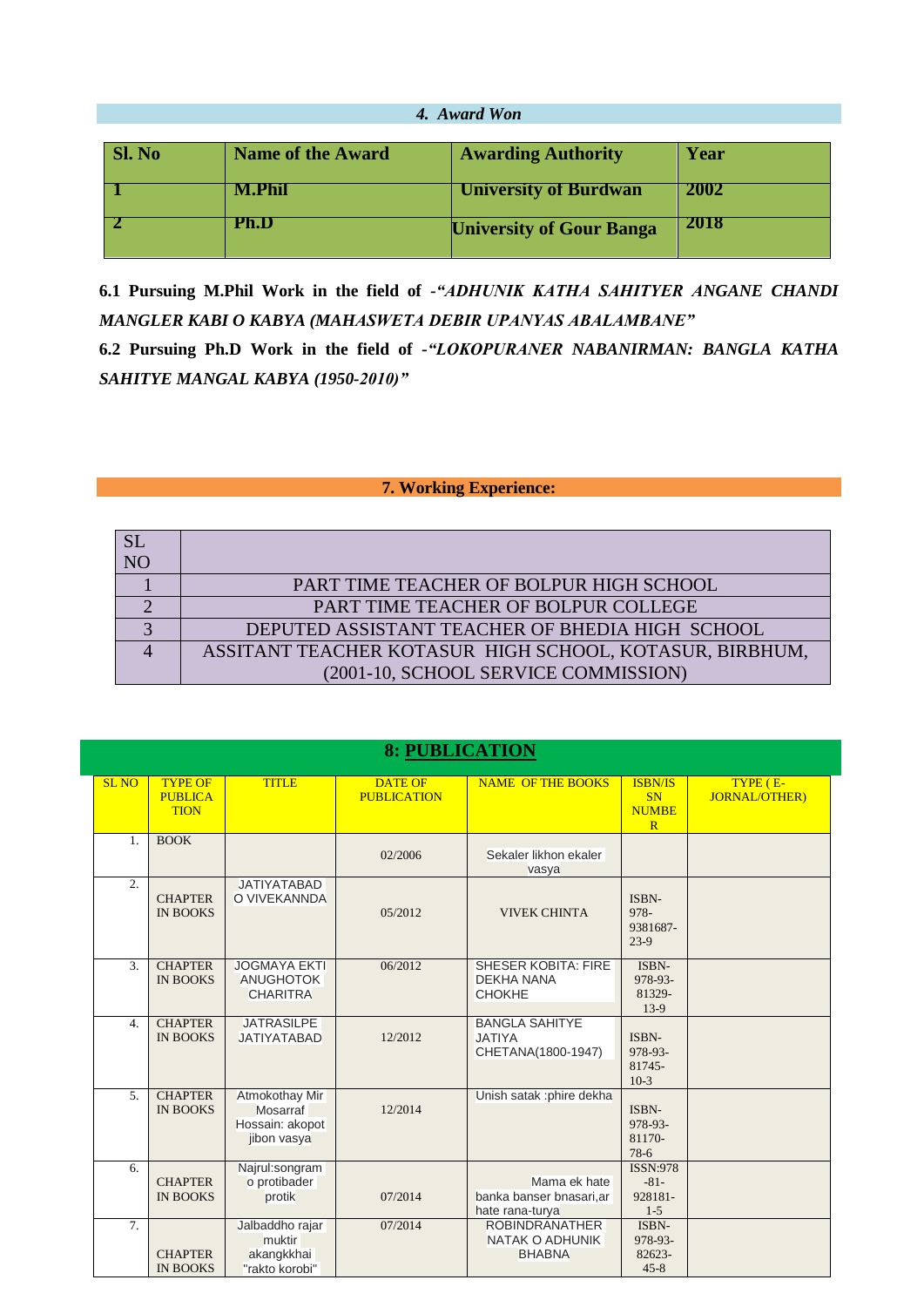## 4. Award Won

| Sl. No | Name of the Award | Awarding Authority | Year |
|---|---|---|---|
| 1 | M.Phil | University of Burdwan | 2002 |
| 2 | Ph.D | University of Gour Banga | 2018 |

**6.1 Pursuing M.Phil Work in the field of -*"ADHUNIK KATHA SAHITYER ANGANE CHANDI MANGLER KABI O KABYA (MAHASWETA DEBIR UPANYAS ABALAMBANE"***

**6.2 Pursuing Ph.D Work in the field of -*"LOKOPURANER NABANIRMAN: BANGLA KATHA SAHITYE MANGAL KABYA (1950-2010)"***

## 7. Working Experience:

| SL NO | |
|---|---|
| 1 | PART TIME TEACHER OF BOLPUR HIGH SCHOOL |
| 2 | PART TIME TEACHER OF BOLPUR COLLEGE |
| 3 | DEPUTED ASSISTANT TEACHER OF BHEDIA HIGH SCHOOL |
| 4 | ASSITANT TEACHER KOTASUR HIGH SCHOOL, KOTASUR, BIRBHUM, (2001-10, SCHOOL SERVICE COMMISSION) |

## 8: PUBLICATION

| SL NO | TYPE OF PUBLICATION | TITLE | DATE OF PUBLICATION | NAME OF THE BOOKS | ISBN/ISSN NUMBER | TYPE ( E-JORNAL/OTHER) |
|---|---|---|---|---|---|---|
| 1. | BOOK | | 02/2006 | Sekaler likhon ekaler vasya | | |
| 2. | CHAPTER IN BOOKS | JATIYATABAD O VIVEKANNDA | 05/2012 | VIVEK CHINTA | ISBN-978-9381687-23-9 | |
| 3. | CHAPTER IN BOOKS | JOGMAYA EKTI ANUGHOTOK CHARITRA | 06/2012 | SHESER KOBITA: FIRE DEKHA NANA CHOKHE | ISBN-978-93-81329-13-9 | |
| 4. | CHAPTER IN BOOKS | JATRASILPE JATIYATABAD | 12/2012 | BANGLA SAHITYE JATIYA CHETANA(1800-1947) | ISBN-978-93-81745-10-3 | |
| 5. | CHAPTER IN BOOKS | Atmokothay Mir Mosarraf Hossain: akopot jibon vasya | 12/2014 | Unish satak :phire dekha | ISBN-978-93-81170-78-6 | |
| 6. | CHAPTER IN BOOKS | Najrul:songram o protibader protik | 07/2014 | Mama ek hate banka banser bnasari,ar hate rana-turya | ISSN:978-81-928181-1-5 | |
| 7. | CHAPTER IN BOOKS | Jalbaddho rajar muktir akangkkhai "rakto korobi" | 07/2014 | ROBINDRANATHER NATAK O ADHUNIK BHABNA | ISBN-978-93-82623-45-8 | |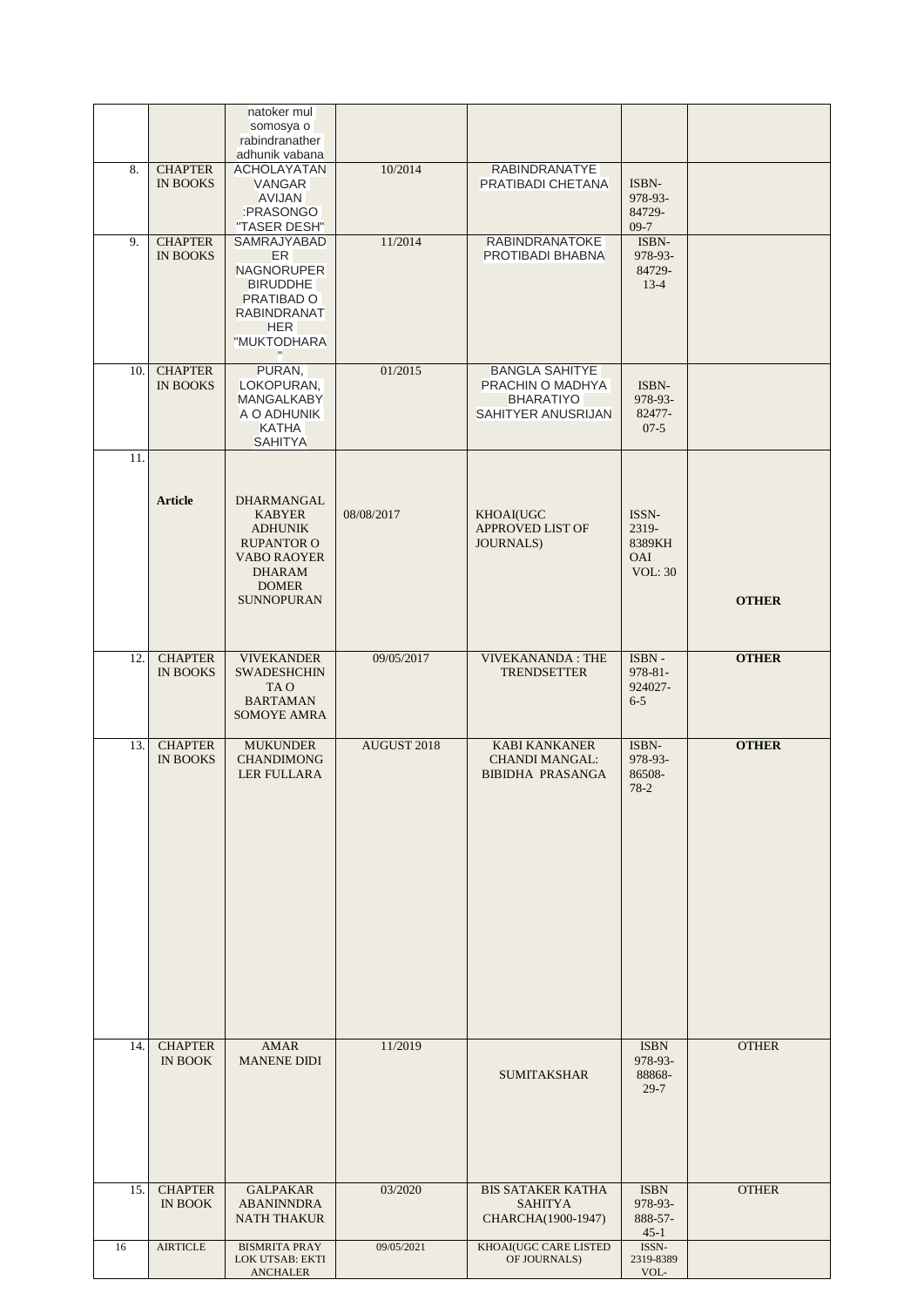|  |  |  |  |  |  |  |
|---|---|---|---|---|---|---|
|  |  | natoker mul somosya o rabindranather adhunik vabana |  |  |  |  |
| 8. | CHAPTER IN BOOKS | ACHOLAYATAN VANGAR AVIJAN :PRASONGO "TASER DESH" | 10/2014 | RABINDRANATYE PRATIBADI CHETANA | ISBN-978-93-84729-09-7 |  |
| 9. | CHAPTER IN BOOKS | SAMRAJYABAD ER NAGNORUPER BIRUDDHE PRATIBAD O RABINDRANATHER "MUKTODHARA" | 11/2014 | RABINDRANATOKE PROTIBADI BHABNA | ISBN-978-93-84729-13-4 |  |
| 10. | CHAPTER IN BOOKS | PURAN, LOKOPURAN, MANGALKABYA O ADHUNIK KATHA SAHITYA | 01/2015 | BANGLA SAHITYE PRACHIN O MADHYA BHARATIYO SAHITYER ANUSRIJAN | ISBN-978-93-82477-07-5 |  |
| 11. | Article | DHARMANGAL KABYER ADHUNIK RUPANTOR O VABO RAOYER DHARAM DOMER SUNNOPURAN | 08/08/2017 | KHOAI(UGC APPROVED LIST OF JOURNALS) | ISSN-2319-8389KHOAI VOL: 30 | OTHER |
| 12. | CHAPTER IN BOOKS | VIVEKANDER SWADESHCHINTA O BARTAMAN SOMOYE AMRA | 09/05/2017 | VIVEKANANDA : THE TRENDSETTER | ISBN - 978-81-924027-6-5 | OTHER |
| 13. | CHAPTER IN BOOKS | MUKUNDER CHANDIMONGLER FULLARA | AUGUST 2018 | KABI KANKANER CHANDI MANGAL: BIBIDHA PRASANGA | ISBN-978-93-86508-78-2 | OTHER |
| 14. | CHAPTER IN BOOK | AMAR MANENE DIDI | 11/2019 | SUMITAKSHAR | ISBN 978-93-88868-29-7 | OTHER |
| 15. | CHAPTER IN BOOK | GALPAKAR ABANINNDRA NATH THAKUR | 03/2020 | BIS SATAKER KATHA SAHITYA CHARCHA(1900-1947) | ISBN 978-93-888-57-45-1 | OTHER |
| 16 | AIRTICLE | BISMRITA PRAY LOK UTSAB: EKTI ANCHALER | 09/05/2021 | KHOAI(UGC CARE LISTED OF JOURNALS) | ISSN-2319-8389 VOL- |  |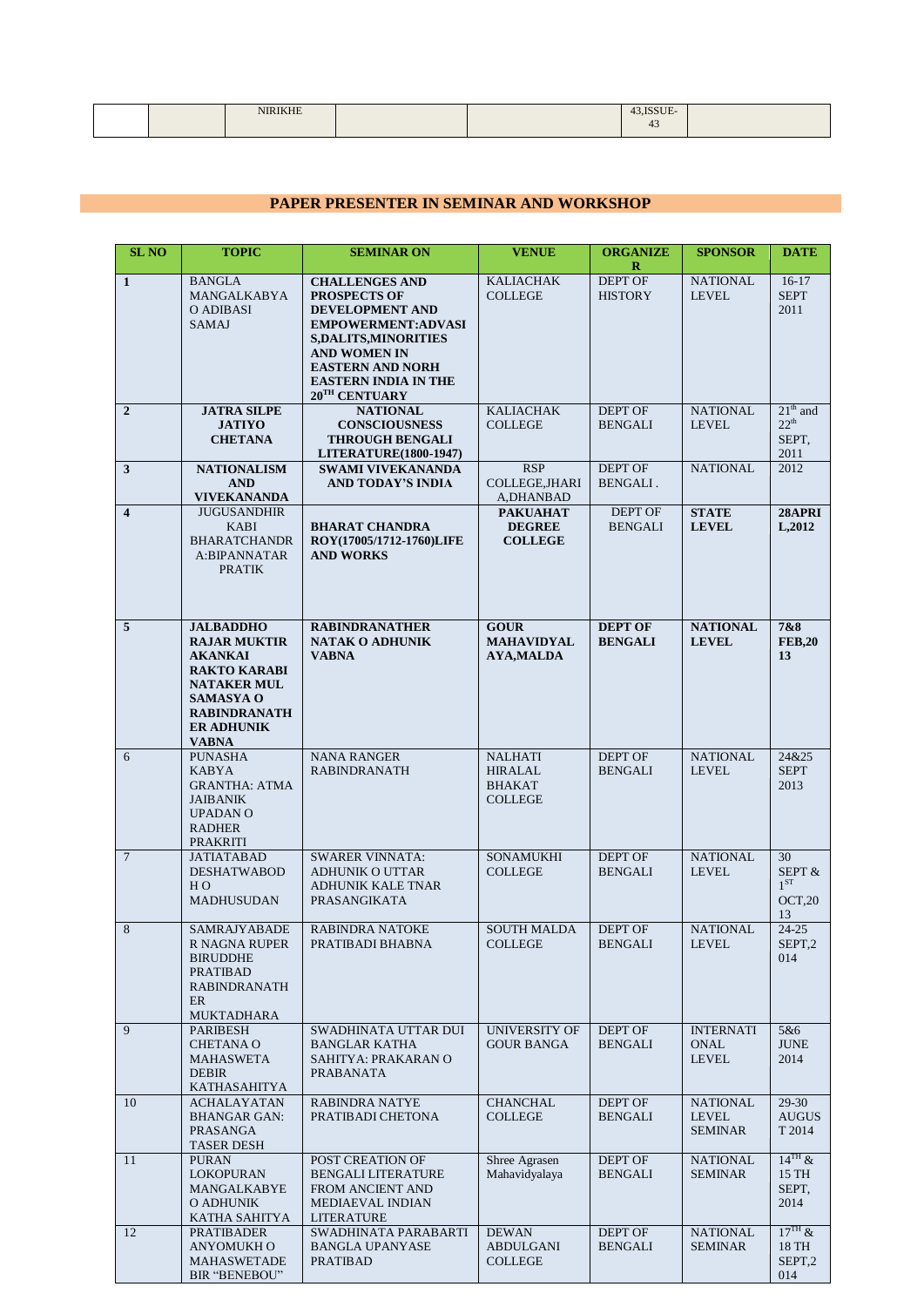| | | NIRIKHE | | | 43,ISSUE-43 | |
|---|---|---|---|---|---|---|

## PAPER PRESENTER IN SEMINAR AND WORKSHOP

| SL NO | TOPIC | SEMINAR ON | VENUE | ORGANIZER | SPONSOR | DATE |
|---|---|---|---|---|---|---|
| 1 | BANGLA MANGALKABYA O ADIBASI SAMAJ | **CHALLENGES AND PROSPECTS OF DEVELOPMENT AND EMPOWERMENT:ADVASIS,DALITS,MINORITIES AND WOMEN IN EASTERN AND NORH EASTERN INDIA IN THE 20TH CENTUARY** | KALIACHAK COLLEGE | DEPT OF HISTORY | NATIONAL LEVEL | 16-17 SEPT 2011 |
| 2 | **JATRA SILPE JATIYO CHETANA** | **NATIONAL CONSCIOUSNESS THROUGH BENGALI LITERATURE(1800-1947)** | KALIACHAK COLLEGE | DEPT OF BENGALI | NATIONAL LEVEL | 21th and 22th SEPT, 2011 |
| 3 | **NATIONALISM AND VIVEKANANDA** | **SWAMI VIVEKANANDA AND TODAY'S INDIA** | RSP COLLEGE,JHARIA,DHANBAD | DEPT OF BENGALI . | NATIONAL | 2012 |
| 4 | JUGUSANDHIR KABI BHARATCHANDRA:BIPANNATAR PRATIK | **BHARAT CHANDRA ROY(17005/1712-1760)LIFE AND WORKS** | **PAKUAHAT DEGREE COLLEGE** | DEPT OF BENGALI | **STATE LEVEL** | **28APRIL,2012** |
| 5 | **JALBADDHO RAJAR MUKTIR AKANKAI RAKTO KARABI NATAKER MUL SAMASYA O RABINDRANATHER ADHUNIK VABNA** | **RABINDRANATHER NATAK O ADHUNIK VABNA** | **GOUR MAHAVIDYALAYA,MALDA** | **DEPT OF BENGALI** | **NATIONAL LEVEL** | **7&8 FEB,2013** |
| 6 | PUNASHA KABYA GRANTHA: ATMA JAIBANIK UPADAN O RADHER PRAKRITI | NANA RANGER RABINDRANATH | NALHATI HIRALAL BHAKAT COLLEGE | DEPT OF BENGALI | NATIONAL LEVEL | 24&25 SEPT 2013 |
| 7 | JATIATABAD DESHATWABODH O MADHUSUDAN | SWARER VINNATA: ADHUNIK O UTTAR ADHUNIK KALE TNAR PRASANGIKATA | SONAMUKHI COLLEGE | DEPT OF BENGALI | NATIONAL LEVEL | 30 SEPT & 1ST OCT,2013 |
| 8 | SAMRAJYABADER NAGNA RUPER BIRUDDHE PRATIBAD RABINDRANATHER MUKTADHARA | RABINDRA NATOKE PRATIBADI BHABNA | SOUTH MALDA COLLEGE | DEPT OF BENGALI | NATIONAL LEVEL | 24-25 SEPT,2014 |
| 9 | PARIBESH CHETANA O MAHASWETA DEBIR KATHASAHITYA | SWADHINATA UTTAR DUI BANGLAR KATHA SAHITYA: PRAKARAN O PRABANATA | UNIVERSITY OF GOUR BANGA | DEPT OF BENGALI | INTERNATIONAL LEVEL | 5&6 JUNE 2014 |
| 10 | ACHALAYATAN BHANGAR GAN: PRASANGA TASER DESH | RABINDRA NATYE PRATIBADI CHETONA | CHANCHAL COLLEGE | DEPT OF BENGALI | NATIONAL LEVEL SEMINAR | 29-30 AUGUST 2014 |
| 11 | PURAN LOKOPURAN MANGALKABYE O ADHUNIK KATHA SAHITYA | POST CREATION OF BENGALI LITERATURE FROM ANCIENT AND MEDIAEVAL INDIAN LITERATURE | Shree Agrasen Mahavidyalaya | DEPT OF BENGALI | NATIONAL SEMINAR | 14TH & 15 TH SEPT, 2014 |
| 12 | PRATIBADER ANYOMUKH O MAHASWETADEBIR "BENEBOU" | SWADHINATA PARABARTI BANGLA UPANYASE PRATIBAD | DEWAN ABDULGANI COLLEGE | DEPT OF BENGALI | NATIONAL SEMINAR | 17TH & 18 TH SEPT,2014 |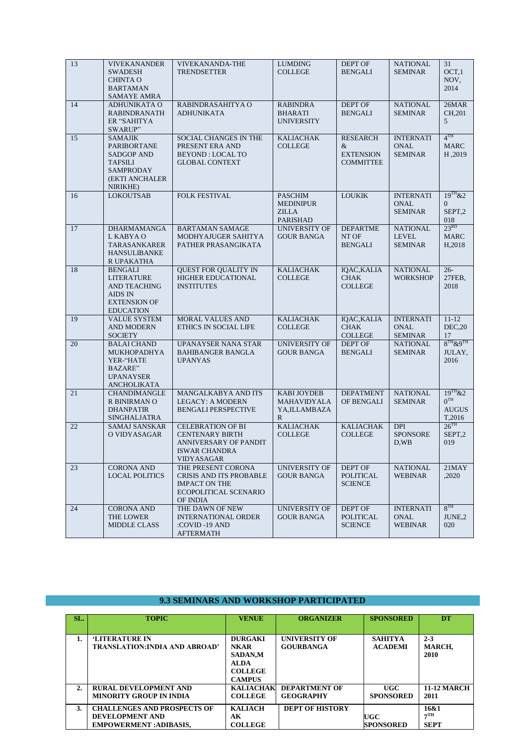| 13 | VIVEKANANDER SWADESH CHINTA O BARTAMAN SAMAYE AMRA | VIVEKANANDA-THE TRENDSETTER | LUMDING COLLEGE | DEPT OF BENGALI | NATIONAL SEMINAR | 31 OCT,1 NOV, 2014 |
|---|---|---|---|---|---|---|
| 14 | ADHUNIKATA O RABINDRANATH ER "SAHITYA SWARUP" | RABINDRASAHITYA O ADHUNIKATA | RABINDRA BHARATI UNIVERSITY | DEPT OF BENGALI | NATIONAL SEMINAR | 26MARCH,2015 |
| 15 | SAMAJIK PARIBORTANE SADGOP AND TAFSILI SAMPRODAY (EKTI ANCHALER NIRIKHE) | SOCIAL CHANGES IN THE PRESENT ERA AND BEYOND : LOCAL TO GLOBAL CONTEXT | KALIACHAK COLLEGE | RESEARCH & EXTENSION COMMITTEE | INTERNATIONAL SEMINAR | 4TH MARCH ,2019 |
| 16 | LOKOUTSAB | FOLK FESTIVAL | PASCHIM MEDINIPUR ZILLA PARISHAD | LOUKIK | INTERNATIONAL SEMINAR | 19TH&20 SEPT,2018 |
| 17 | DHARMAMANGAL KABYA O TARASANKARER HANSULIBANKER UPAKATHA | BARTAMAN SAMAGE MODHYAJUGER SAHITYA PATHER PRASANGIKATA | UNIVERSITY OF GOUR BANGA | DEPARTMENT OF BENGALI | NATIONAL LEVEL SEMINAR | 23RD MARCH,2018 |
| 18 | BENGALI LITERATURE AND TEACHING AIDS IN EXTENSION OF EDUCATION | QUEST FOR QUALITY IN HIGHER EDUCATIONAL INSTITUTES | KALIACHAK COLLEGE | IQAC,KALIACHAK COLLEGE | NATIONAL WORKSHOP | 26-27FEB, 2018 |
| 19 | VALUE SYSTEM AND MODERN SOCIETY | MORAL VALUES AND ETHICS IN SOCIAL LIFE | KALIACHAK COLLEGE | IQAC,KALIACHAK COLLEGE | INTERNATIONAL SEMINAR | 11-12 DEC,2017 |
| 20 | BALAI CHAND MUKHOPADHYAYER-"HATE BAZARE" UPANAYSER ANCHOLIKATA | UPANAYSER NANA STAR BAHIBANGER BANGLA UPANYAS | UNIVERSITY OF GOUR BANGA | DEPT OF BENGALI | NATIONAL SEMINAR | 8TH&9TH JULAY, 2016 |
| 21 | CHANDIMANGLER BINIRMAN O DHANPATIR SINGHALJATRA | MANGALKABYA AND ITS LEGACY: A MODERN BENGALI PERSPECTIVE | KABI JOYDEB MAHAVIDYALAYA,ILLAMBAZAR | DEPATMENT OF BENGALI | NATIONAL SEMINAR | 19TH&20TH AUGUST,2016 |
| 22 | SAMAJ SANSKAR O VIDYASAGAR | CELEBRATION OF BI CENTENARY BIRTH ANNIVERSARY OF PANDIT ISWAR CHANDRA VIDYASAGAR | KALIACHAK COLLEGE | KALIACHAK COLLEGE | DPI SPONSORED,WB | 26TH SEPT,2019 |
| 23 | CORONA AND LOCAL POLITICS | THE PRESENT CORONA CRISIS AND ITS PROBABLE IMPACT ON THE ECOPOLITICAL SCENARIO OF INDIA | UNIVERSITY OF GOUR BANGA | DEPT OF POLITICAL SCIENCE | NATIONAL WEBINAR | 21MAY ,2020 |
| 24 | CORONA AND THE LOWER MIDDLE CLASS | THE DAWN OF NEW INTERNATIONAL ORDER :COVID -19 AND AFTERMATH | UNIVERSITY OF GOUR BANGA | DEPT OF POLITICAL SCIENCE | INTERNATIONAL WEBINAR | 8TH JUNE,2020 |

## 9.3 SEMINARS AND WORKSHOP PARTICIPATED

| SL. | TOPIC | VENUE | ORGANIZER | SPONSORED | DT |
|---|---|---|---|---|---|
| 1. | 'LITERATURE IN TRANSLATION:INDIA AND ABROAD' | DURGAKINKAR SADAN,MALDA COLLEGE CAMPUS | UNIVERSITY OF GOURBANGA | SAHITYA ACADEMI | 2-3 MARCH, 2010 |
| 2. | RURAL DEVELOPMENT AND MINORITY GROUP IN INDIA | KALIACHAK COLLEGE | DEPARTMENT OF GEOGRAPHY | UGC SPONSORED | 11-12 MARCH 2011 |
| 3. | CHALLENGES AND PROSPECTS OF DEVELOPMENT AND EMPOWERMENT :ADIBASIS, | KALIACHAK COLLEGE | DEPT OF HISTORY | UGC SPONSORED | 16&17TH SEPT |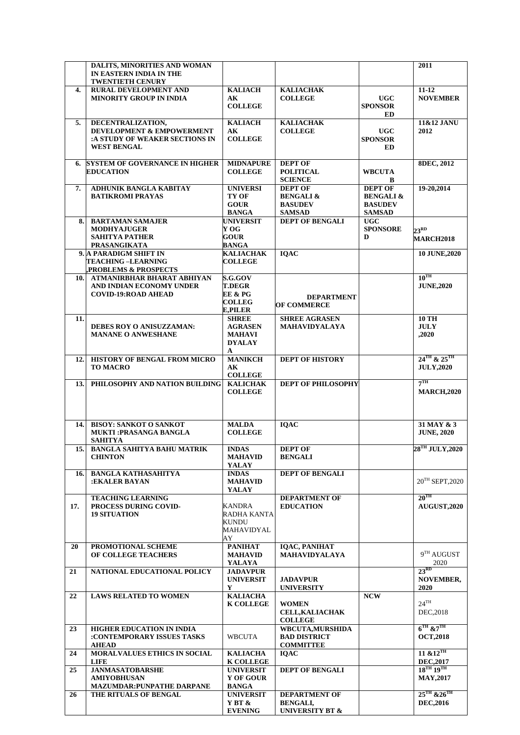| | | | | | |
|---|---|---|---|---|---|
| | DALITS, MINORITIES AND WOMAN IN EASTERN INDIA IN THE TWENTIETH CENURY | | | | 2011 |
| 4. | RURAL DEVELOPMENT AND MINORITY GROUP IN INDIA | KALIACHAK COLLEGE | KALIACHAK COLLEGE | UGC SPONSORED | 11-12 NOVEMBER |
| 5. | DECENTRALIZATION, DEVELOPMENT & EMPOWERMENT :A STUDY OF WEAKER SECTIONS IN WEST BENGAL | KALIACHAK COLLEGE | KALIACHAK COLLEGE | UGC SPONSORED | 11&12 JANU 2012 |
| 6. | SYSTEM OF GOVERNANCE IN HIGHER EDUCATION | MIDNAPURE COLLEGE | DEPT OF POLITICAL SCIENCE | WBCUTAB | 8DEC, 2012 |
| 7. | ADHUNIK BANGLA KABITAY BATIKROMI PRAYAS | UNIVERSITY OF GOUR BANGA | DEPT OF BENGALI & BASUDEV SAMSAD | DEPT OF BENGALI & BASUDEV SAMSAD | 19-20,2014 |
| 8. | BARTAMAN SAMAJER MODHYAJUGER SAHITYA PATHER PRASANGIKATA | UNIVERSITY OG GOUR BANGA | DEPT OF BENGALI | UGC SPONSORED | 23RD MARCH2018 |
| 9. | A PARADIGM SHIFT IN TEACHING –LEARNING ,PROBLEMS & PROSPECTS | KALIACHAK COLLEGE | IQAC | | 10 JUNE,2020 |
| 10. | ATMANIRBHAR BHARAT ABHIYAN AND INDIAN ECONOMY UNDER COVID-19:ROAD AHEAD | S.G.GOVT.DEGREE & PG COLLEGE,PILER | DEPARTMENT OF COMMERCE | | 10TH JUNE,2020 |
| 11. | DEBES ROY O ANISUZZAMAN: MANANE O ANWESHANE | SHREE AGRASEN MAHAVIDYALAYA | SHREE AGRASEN MAHAVIDYALAYA | | 10 TH JULY ,2020 |
| 12. | HISTORY OF BENGAL FROM MICRO TO MACRO | MANIKCHAK COLLEGE | DEPT OF HISTORY | | 24TH & 25TH JULY,2020 |
| 13. | PHILOSOPHY AND NATION BUILDING | KALICHAK COLLEGE | DEPT OF PHILOSOPHY | | 7TH MARCH,2020 |
| 14. | BISOY: SANKOT O SANKOT MUKTI :PRASANGA BANGLA SAHITYA | MALDA COLLEGE | IQAC | | 31 MAY & 3 JUNE, 2020 |
| 15. | BANGLA SAHITYA BAHU MATRIK CHINTON | INDAS MAHAVIDYALAY | DEPT OF BENGALI | | 28TH JULY,2020 |
| 16. | BANGLA KATHASAHITYA :EKALER BAYAN | INDAS MAHAVIDYALAY | DEPT OF BENGALI | | 20TH SEPT,2020 |
| 17. | TEACHING LEARNING PROCESS DURING COVID-19 SITUATION | KANDRA RADHA KANTA KUNDU MAHAVIDYALAY | DEPARTMENT OF EDUCATION | | 20TH AUGUST,2020 |
| 20 | PROMOTIONAL SCHEME OF COLLEGE TEACHERS | PANIHAT MAHAVIDYALAYA | IQAC, PANIHAT MAHAVIDYALAYA | | 9TH AUGUST 2020 |
| 21 | NATIONAL EDUCATIONAL POLICY | JADAVPUR UNIVERSITY | JADAVPUR UNIVERSITY | | 23RD NOVEMBER, 2020 |
| 22 | LAWS RELATED TO WOMEN | KALIACHAK COLLEGE | WOMEN CELL,KALIACHAK COLLEGE | NCW | 24TH DEC,2018 |
| 23 | HIGHER EDUCATION IN INDIA :CONTEMPORARY ISSUES TASKS AHEAD | WBCUTA | WBCUTA,MURSHIDABAD DISTRICT COMMITTEE | | 6TH &7TH OCT,2018 |
| 24 | MORALVALUES ETHICS IN SOCIAL LIFE | KALIACHAK COLLEGE | IQAC | | 11 &12TH DEC,2017 |
| 25 | JANMASATOBARSHE AMIYOBHUSAN MAZUMDAR:PUNPATHE DARPANE | UNIVERSITY OF GOUR BANGA | DEPT OF BENGALI | | 18TH 19TH MAY,2017 |
| 26 | THE RITUALS OF BENGAL | UNIVERSITY BT & EVENING | DEPARTMENT OF BENGALI, UNIVERSITY BT & | | 25TH &26TH DEC,2016 |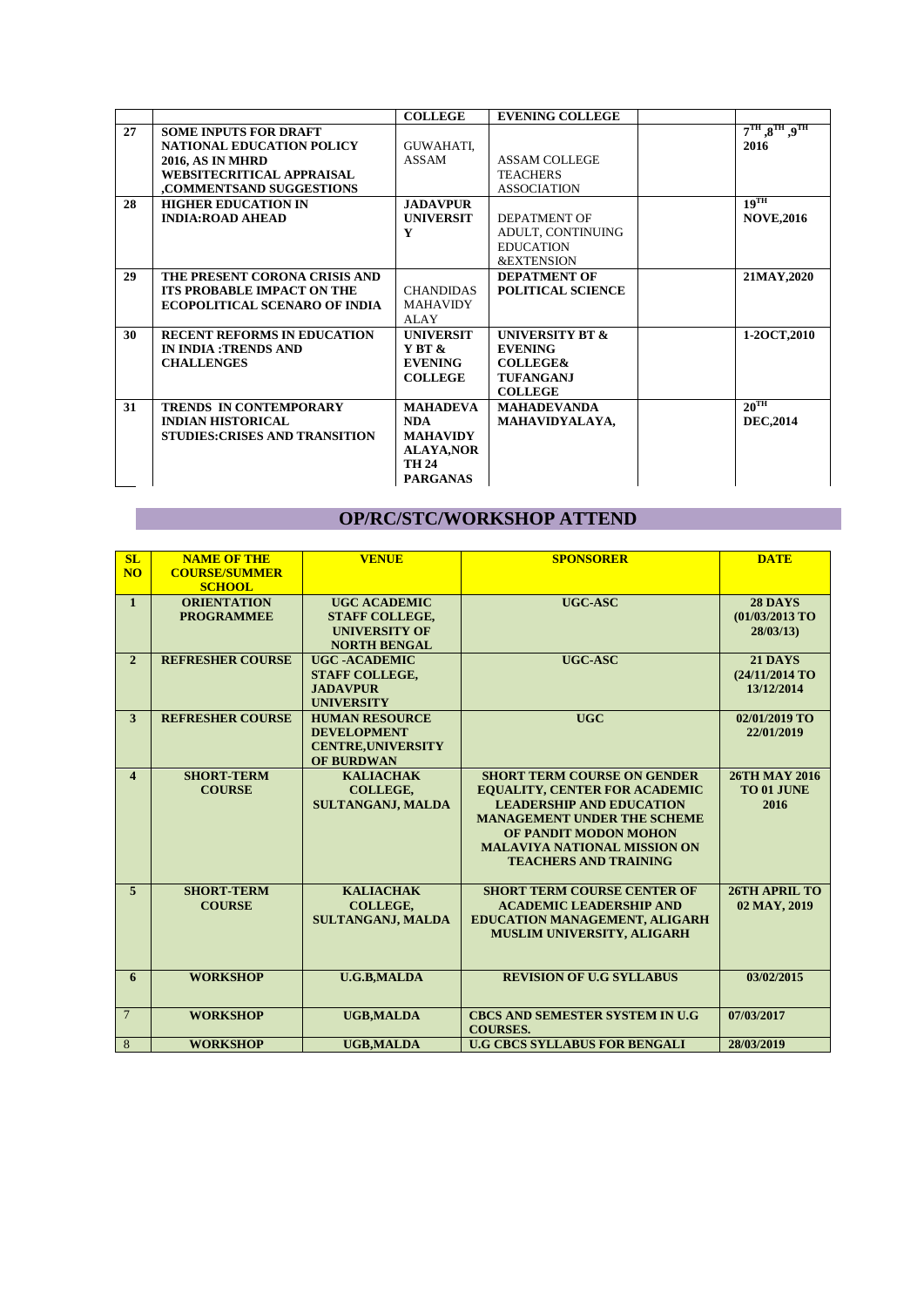| | | COLLEGE | EVENING COLLEGE | | |
|---|---|---|---|---|---|
| 27 | SOME INPUTS FOR DRAFT NATIONAL EDUCATION POLICY 2016, AS IN MHRD WEBSITECRITICAL APPRAISAL ,COMMENTSAND SUGGESTIONS | GUWAHATI, ASSAM | ASSAM COLLEGE TEACHERS ASSOCIATION | | 7TH ,8TH ,9TH 2016 |
| 28 | HIGHER EDUCATION IN INDIA:ROAD AHEAD | JADAVPUR UNIVERSITY | DEPATMENT OF ADULT, CONTINUING EDUCATION &EXTENSION | | 19TH NOVE,2016 |
| 29 | THE PRESENT CORONA CRISIS AND ITS PROBABLE IMPACT ON THE ECOPOLITICAL SCENARO OF INDIA | CHANDIDAS MAHAVIDYALAY | DEPATMENT OF POLITICAL SCIENCE | | 21MAY,2020 |
| 30 | RECENT REFORMS IN EDUCATION IN INDIA :TRENDS AND CHALLENGES | UNIVERSITY BT & EVENING COLLEGE | UNIVERSITY BT & EVENING COLLEGE& TUFANGANJ COLLEGE | | 1-2OCT,2010 |
| 31 | TRENDS IN CONTEMPORARY INDIAN HISTORICAL STUDIES:CRISES AND TRANSITION | MAHADEVANDA MAHAVIDYALAYA,NORTH 24 PARGANAS | MAHADEVANDA MAHAVIDYALAYA, | | 20TH DEC,2014 |

## OP/RC/STC/WORKSHOP ATTEND

| SL NO | NAME OF THE COURSE/SUMMER SCHOOL | VENUE | SPONSORER | DATE |
|---|---|---|---|---|
| 1 | ORIENTATION PROGRAMMEE | UGC ACADEMIC STAFF COLLEGE, UNIVERSITY OF NORTH BENGAL | UGC-ASC | 28 DAYS (01/03/2013 TO 28/03/13) |
| 2 | REFRESHER COURSE | UGC -ACADEMIC STAFF COLLEGE, JADAVPUR UNIVERSITY | UGC-ASC | 21 DAYS (24/11/2014 TO 13/12/2014 |
| 3 | REFRESHER COURSE | HUMAN RESOURCE DEVELOPMENT CENTRE,UNIVERSITY OF BURDWAN | UGC | 02/01/2019 TO 22/01/2019 |
| 4 | SHORT-TERM COURSE | KALIACHAK COLLEGE, SULTANGANJ, MALDA | SHORT TERM COURSE ON GENDER EQUALITY, CENTER FOR ACADEMIC LEADERSHIP AND EDUCATION MANAGEMENT UNDER THE SCHEME OF PANDIT MODON MOHON MALAVIYA NATIONAL MISSION ON TEACHERS AND TRAINING | 26TH MAY 2016 TO 01 JUNE 2016 |
| 5 | SHORT-TERM COURSE | KALIACHAK COLLEGE, SULTANGANJ, MALDA | SHORT TERM COURSE CENTER OF ACADEMIC LEADERSHIP AND EDUCATION MANAGEMENT, ALIGARH MUSLIM UNIVERSITY, ALIGARH | 26TH APRIL TO 02 MAY, 2019 |
| 6 | WORKSHOP | U.G.B,MALDA | REVISION OF U.G SYLLABUS | 03/02/2015 |
| 7 | WORKSHOP | UGB,MALDA | CBCS AND SEMESTER SYSTEM IN U.G COURSES. | 07/03/2017 |
| 8 | WORKSHOP | UGB,MALDA | U.G CBCS SYLLABUS FOR BENGALI | 28/03/2019 |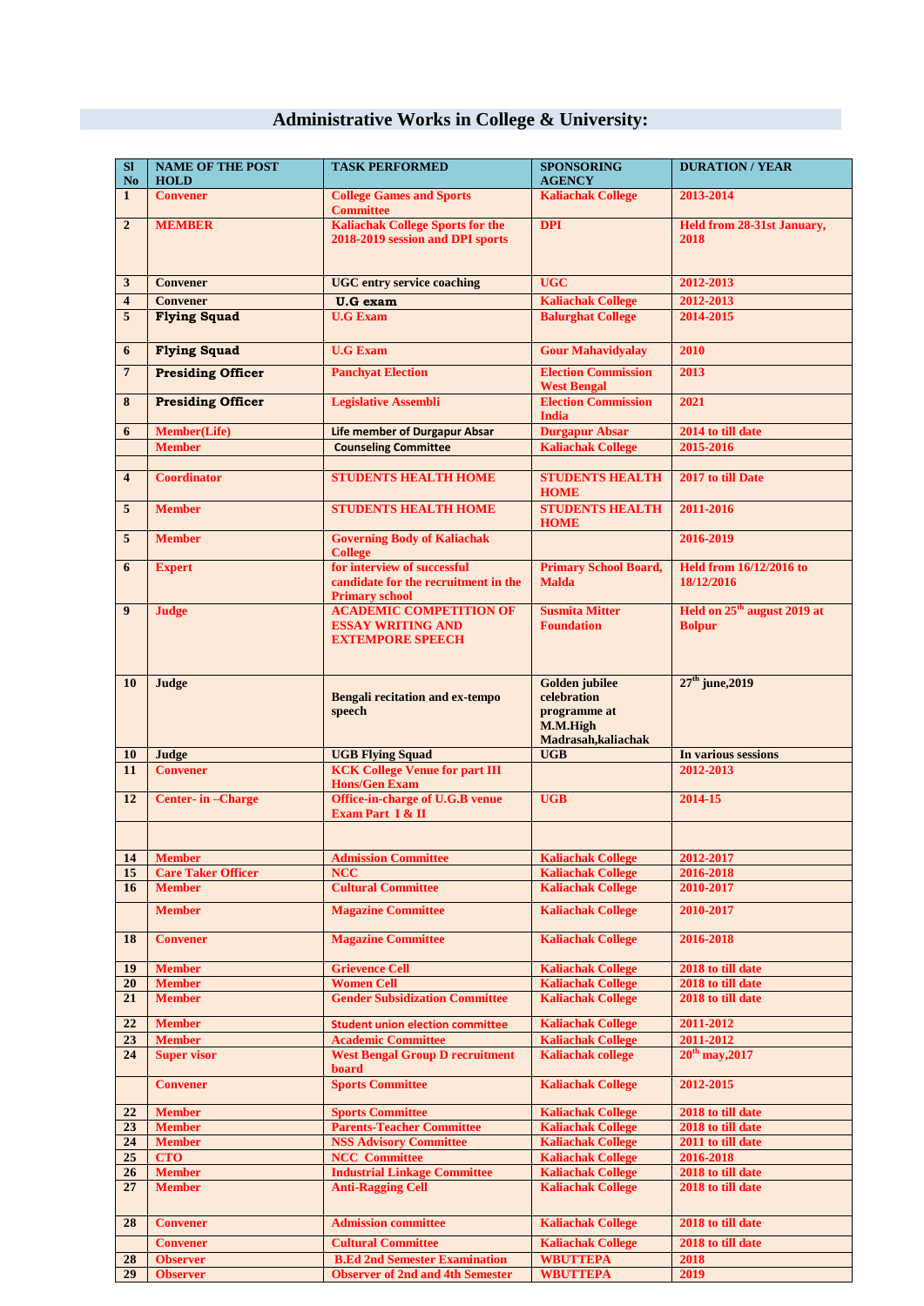## Administrative Works in College & University:

| Sl No | NAME OF THE POST HOLD | TASK PERFORMED | SPONSORING AGENCY | DURATION / YEAR |
|---|---|---|---|---|
| 1 | Convener | College Games and Sports Committee | Kaliachak College | 2013-2014 |
| 2 | MEMBER | Kaliachak College Sports for the 2018-2019 session and DPI sports | DPI | Held from 28-31st January, 2018 |
| 3 | Convener | UGC entry service coaching | UGC | 2012-2013 |
| 4 | Convener | U.G exam | Kaliachak College | 2012-2013 |
| 5 | Flying Squad | U.G Exam | Balurghat College | 2014-2015 |
| 6 | Flying Squad | U.G Exam | Gour Mahavidyalay | 2010 |
| 7 | Presiding Officer | Panchyat Election | Election Commission West Bengal | 2013 |
| 8 | Presiding Officer | Legislative Assembli | Election Commission India | 2021 |
| 6 | Member(Life) | Life member of Durgapur Absar | Durgapur Absar | 2014 to till date |
| | Member | Counseling Committee | Kaliachak College | 2015-2016 |
| | | | | |
| 4 | Coordinator | STUDENTS HEALTH HOME | STUDENTS HEALTH HOME | 2017 to till Date |
| 5 | Member | STUDENTS HEALTH HOME | STUDENTS HEALTH HOME | 2011-2016 |
| 5 | Member | Governing Body of Kaliachak College | | 2016-2019 |
| 6 | Expert | for interview of successful candidate for the recruitment in the Primary school | Primary School Board, Malda | Held from 16/12/2016 to 18/12/2016 |
| 9 | Judge | ACADEMIC COMPETITION OF ESSAY WRITING AND EXTEMPORE SPEECH | Susmita Mitter Foundation | Held on 25th august 2019 at Bolpur |
| 10 | Judge | Bengali recitation and ex-tempo speech | Golden jubilee celebration programme at M.M.High Madrasah,kaliachak | 27th june,2019 |
| 10 | Judge | UGB Flying Squad | UGB | In various sessions |
| 11 | Convener | KCK College Venue for part III Hons/Gen Exam | | 2012-2013 |
| 12 | Center- in –Charge | Office-in-charge of U.G.B venue Exam Part I & II | UGB | 2014-15 |
| | | | | |
| 14 | Member | Admission Committee | Kaliachak College | 2012-2017 |
| 15 | Care Taker Officer | NCC | Kaliachak College | 2016-2018 |
| 16 | Member | Cultural Committee | Kaliachak College | 2010-2017 |
| | Member | Magazine Committee | Kaliachak College | 2010-2017 |
| 18 | Convener | Magazine Committee | Kaliachak College | 2016-2018 |
| 19 | Member | Grievence Cell | Kaliachak College | 2018 to till date |
| 20 | Member | Women Cell | Kaliachak College | 2018 to till date |
| 21 | Member | Gender Subsidization Committee | Kaliachak College | 2018 to till date |
| 22 | Member | Student union election committee | Kaliachak College | 2011-2012 |
| 23 | Member | Academic Committee | Kaliachak College | 2011-2012 |
| 24 | Super visor | West Bengal Group D recruitment board | Kaliachak college | 20th may,2017 |
| | Convener | Sports Committee | Kaliachak College | 2012-2015 |
| 22 | Member | Sports Committee | Kaliachak College | 2018 to till date |
| 23 | Member | Parents-Teacher Committee | Kaliachak College | 2018 to till date |
| 24 | Member | NSS Advisory Committee | Kaliachak College | 2011 to till date |
| 25 | CTO | NCC Committee | Kaliachak College | 2016-2018 |
| 26 | Member | Industrial Linkage Committee | Kaliachak College | 2018 to till date |
| 27 | Member | Anti-Ragging Cell | Kaliachak College | 2018 to till date |
| 28 | Convener | Admission committee | Kaliachak College | 2018 to till date |
| | Convener | Cultural Committee | Kaliachak College | 2018 to till date |
| 28 | Observer | B.Ed 2nd Semester Examination | WBUTTEPA | 2018 |
| 29 | Observer | Observer of 2nd and 4th Semester | WBUTTEPA | 2019 |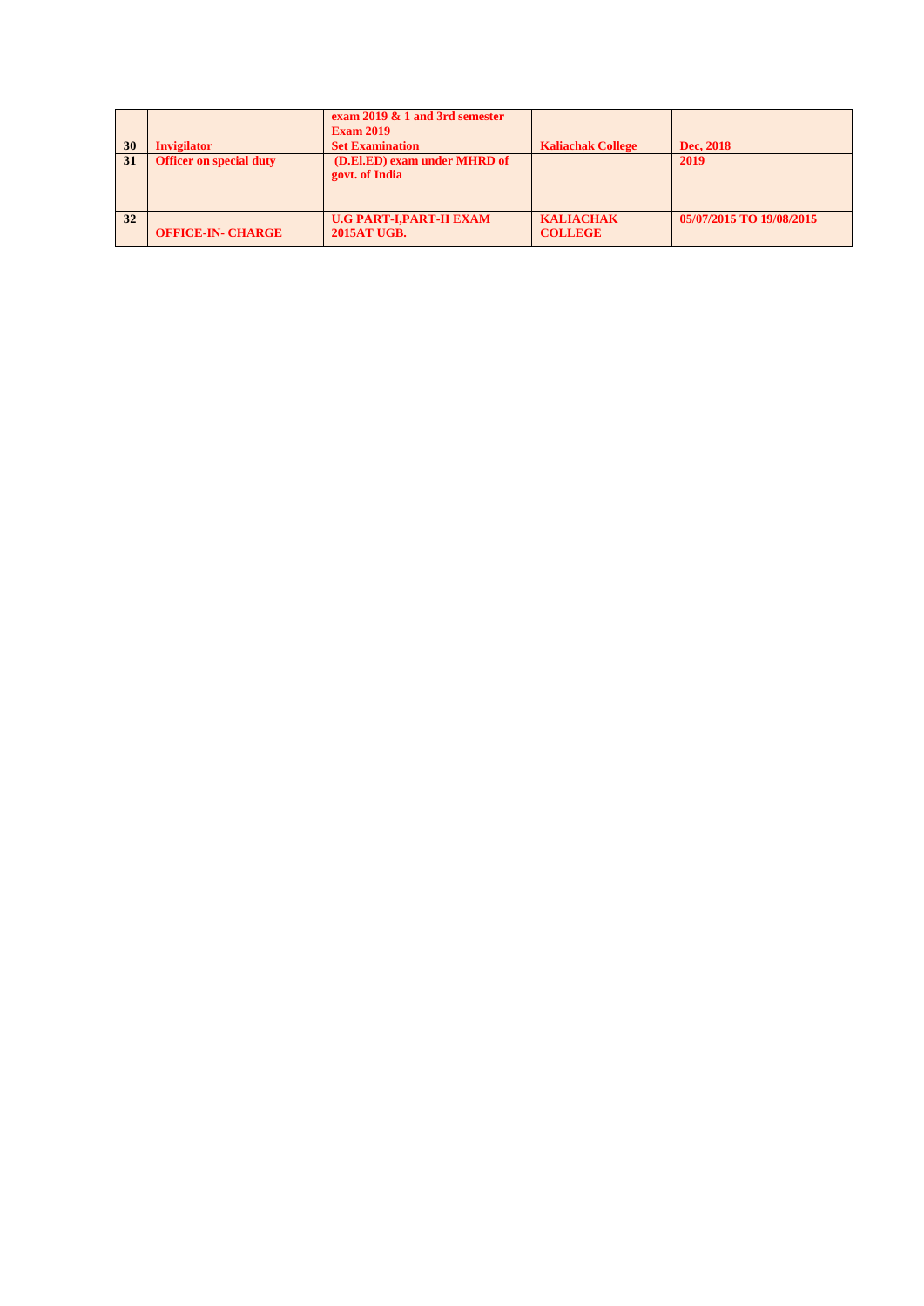| | | | | |
|---|---|---|---|---|
| | | exam 2019 & 1 and 3rd semester Exam 2019 | | |
| 30 | Invigilator | Set Examination | Kaliachak College | Dec, 2018 |
| 31 | Officer on special duty | (D.El.ED) exam under MHRD of govt. of India | | 2019 |
| 32 | OFFICE-IN- CHARGE | U.G PART-I,PART-II EXAM 2015AT UGB. | KALIACHAK COLLEGE | 05/07/2015 TO 19/08/2015 |